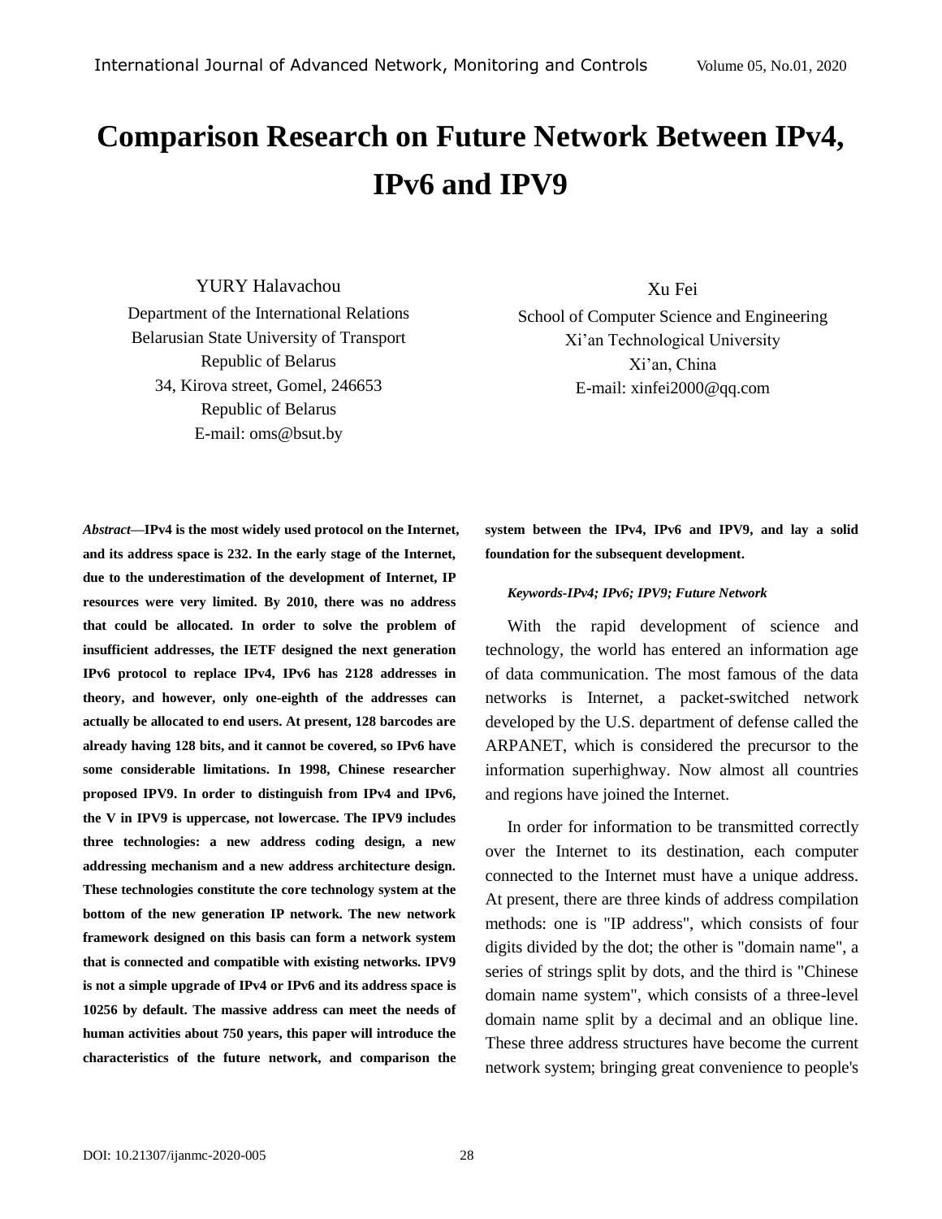# Comparison Research on Future Network Between IPv4, IPv6 and IPV9

YURY Halavachou
Department of the International Relations
Belarusian State University of Transport
Republic of Belarus
34, Kirova street, Gomel, 246653
Republic of Belarus
E-mail: oms@bsut.by

Xu Fei
School of Computer Science and Engineering
Xi'an Technological University
Xi'an, China
E-mail: xinfei2000@qq.com

***Abstract*—IPv4 is the most widely used protocol on the Internet, and its address space is 232. In the early stage of the Internet, due to the underestimation of the development of Internet, IP resources were very limited. By 2010, there was no address that could be allocated. In order to solve the problem of insufficient addresses, the IETF designed the next generation IPv6 protocol to replace IPv4, IPv6 has 2128 addresses in theory, and however, only one-eighth of the addresses can actually be allocated to end users. At present, 128 barcodes are already having 128 bits, and it cannot be covered, so IPv6 have some considerable limitations. In 1998, Chinese researcher proposed IPV9. In order to distinguish from IPv4 and IPv6, the V in IPV9 is uppercase, not lowercase. The IPV9 includes three technologies: a new address coding design, a new addressing mechanism and a new address architecture design. These technologies constitute the core technology system at the bottom of the new generation IP network. The new network framework designed on this basis can form a network system that is connected and compatible with existing networks. IPV9 is not a simple upgrade of IPv4 or IPv6 and its address space is 10256 by default. The massive address can meet the needs of human activities about 750 years, this paper will introduce the characteristics of the future network, and comparison the system between the IPv4, IPv6 and IPV9, and lay a solid foundation for the subsequent development.**

***Keywords-IPv4; IPv6; IPV9; Future Network***

With the rapid development of science and technology, the world has entered an information age of data communication. The most famous of the data networks is Internet, a packet-switched network developed by the U.S. department of defense called the ARPANET, which is considered the precursor to the information superhighway. Now almost all countries and regions have joined the Internet.

In order for information to be transmitted correctly over the Internet to its destination, each computer connected to the Internet must have a unique address. At present, there are three kinds of address compilation methods: one is "IP address", which consists of four digits divided by the dot; the other is "domain name", a series of strings split by dots, and the third is "Chinese domain name system", which consists of a three-level domain name split by a decimal and an oblique line. These three address structures have become the current network system; bringing great convenience to people's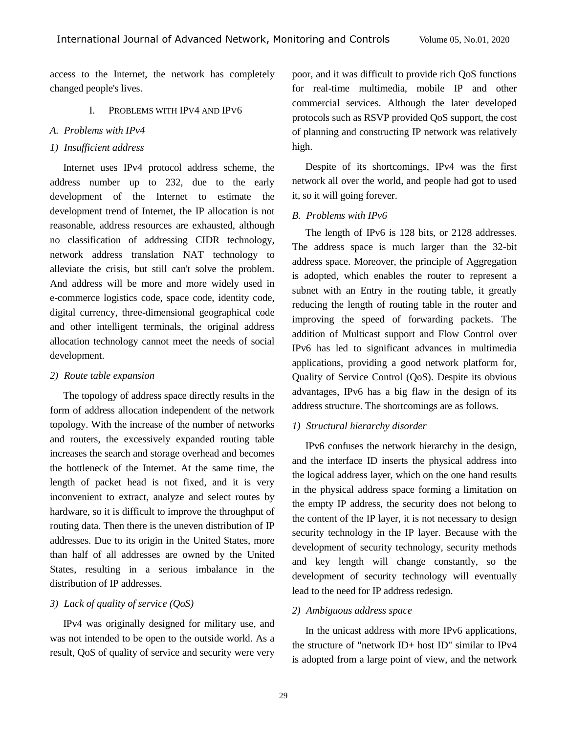access to the Internet, the network has completely changed people's lives.

# I. Problems with IPv4 and IPv6

## A. Problems with IPv4

### 1) Insufficient address

Internet uses IPv4 protocol address scheme, the address number up to 232, due to the early development of the Internet to estimate the development trend of Internet, the IP allocation is not reasonable, address resources are exhausted, although no classification of addressing CIDR technology, network address translation NAT technology to alleviate the crisis, but still can't solve the problem. And address will be more and more widely used in e-commerce logistics code, space code, identity code, digital currency, three-dimensional geographical code and other intelligent terminals, the original address allocation technology cannot meet the needs of social development.

### 2) Route table expansion

The topology of address space directly results in the form of address allocation independent of the network topology. With the increase of the number of networks and routers, the excessively expanded routing table increases the search and storage overhead and becomes the bottleneck of the Internet. At the same time, the length of packet head is not fixed, and it is very inconvenient to extract, analyze and select routes by hardware, so it is difficult to improve the throughput of routing data. Then there is the uneven distribution of IP addresses. Due to its origin in the United States, more than half of all addresses are owned by the United States, resulting in a serious imbalance in the distribution of IP addresses.

### 3) Lack of quality of service (QoS)

IPv4 was originally designed for military use, and was not intended to be open to the outside world. As a result, QoS of quality of service and security were very poor, and it was difficult to provide rich QoS functions for real-time multimedia, mobile IP and other commercial services. Although the later developed protocols such as RSVP provided QoS support, the cost of planning and constructing IP network was relatively high.

Despite of its shortcomings, IPv4 was the first network all over the world, and people had got to used it, so it will going forever.

## B. Problems with IPv6

The length of IPv6 is 128 bits, or 2128 addresses. The address space is much larger than the 32-bit address space. Moreover, the principle of Aggregation is adopted, which enables the router to represent a subnet with an Entry in the routing table, it greatly reducing the length of routing table in the router and improving the speed of forwarding packets. The addition of Multicast support and Flow Control over IPv6 has led to significant advances in multimedia applications, providing a good network platform for, Quality of Service Control (QoS). Despite its obvious advantages, IPv6 has a big flaw in the design of its address structure. The shortcomings are as follows.

### 1) Structural hierarchy disorder

IPv6 confuses the network hierarchy in the design, and the interface ID inserts the physical address into the logical address layer, which on the one hand results in the physical address space forming a limitation on the empty IP address, the security does not belong to the content of the IP layer, it is not necessary to design security technology in the IP layer. Because with the development of security technology, security methods and key length will change constantly, so the development of security technology will eventually lead to the need for IP address redesign.

### 2) Ambiguous address space

In the unicast address with more IPv6 applications, the structure of "network ID+ host ID" similar to IPv4 is adopted from a large point of view, and the network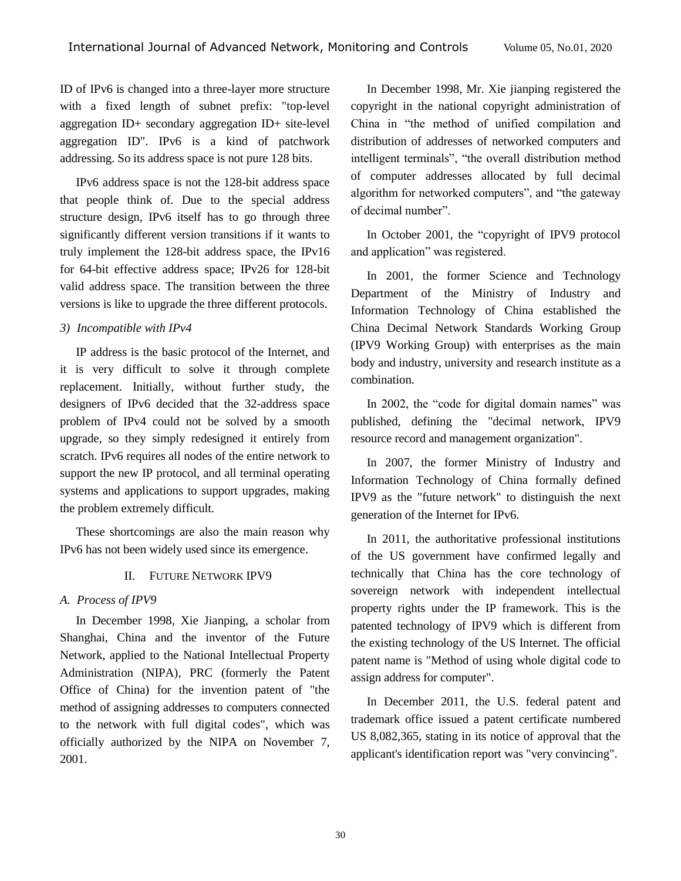ID of IPv6 is changed into a three-layer more structure with a fixed length of subnet prefix: "top-level aggregation ID+ secondary aggregation ID+ site-level aggregation ID". IPv6 is a kind of patchwork addressing. So its address space is not pure 128 bits.

IPv6 address space is not the 128-bit address space that people think of. Due to the special address structure design, IPv6 itself has to go through three significantly different version transitions if it wants to truly implement the 128-bit address space, the IPv16 for 64-bit effective address space; IPv26 for 128-bit valid address space. The transition between the three versions is like to upgrade the three different protocols.

*3) Incompatible with IPv4*

IP address is the basic protocol of the Internet, and it is very difficult to solve it through complete replacement. Initially, without further study, the designers of IPv6 decided that the 32-address space problem of IPv4 could not be solved by a smooth upgrade, so they simply redesigned it entirely from scratch. IPv6 requires all nodes of the entire network to support the new IP protocol, and all terminal operating systems and applications to support upgrades, making the problem extremely difficult.

These shortcomings are also the main reason why IPv6 has not been widely used since its emergence.

## II. Future Network IPV9

### *A. Process of IPV9*

In December 1998, Xie Jianping, a scholar from Shanghai, China and the inventor of the Future Network, applied to the National Intellectual Property Administration (NIPA), PRC (formerly the Patent Office of China) for the invention patent of "the method of assigning addresses to computers connected to the network with full digital codes", which was officially authorized by the NIPA on November 7, 2001.

In December 1998, Mr. Xie jianping registered the copyright in the national copyright administration of China in “the method of unified compilation and distribution of addresses of networked computers and intelligent terminals”, “the overall distribution method of computer addresses allocated by full decimal algorithm for networked computers”, and “the gateway of decimal number”.

In October 2001, the “copyright of IPV9 protocol and application” was registered.

In 2001, the former Science and Technology Department of the Ministry of Industry and Information Technology of China established the China Decimal Network Standards Working Group (IPV9 Working Group) with enterprises as the main body and industry, university and research institute as a combination.

In 2002, the “code for digital domain names” was published, defining the "decimal network, IPV9 resource record and management organization".

In 2007, the former Ministry of Industry and Information Technology of China formally defined IPV9 as the "future network" to distinguish the next generation of the Internet for IPv6.

In 2011, the authoritative professional institutions of the US government have confirmed legally and technically that China has the core technology of sovereign network with independent intellectual property rights under the IP framework. This is the patented technology of IPV9 which is different from the existing technology of the US Internet. The official patent name is "Method of using whole digital code to assign address for computer".

In December 2011, the U.S. federal patent and trademark office issued a patent certificate numbered US 8,082,365, stating in its notice of approval that the applicant's identification report was "very convincing".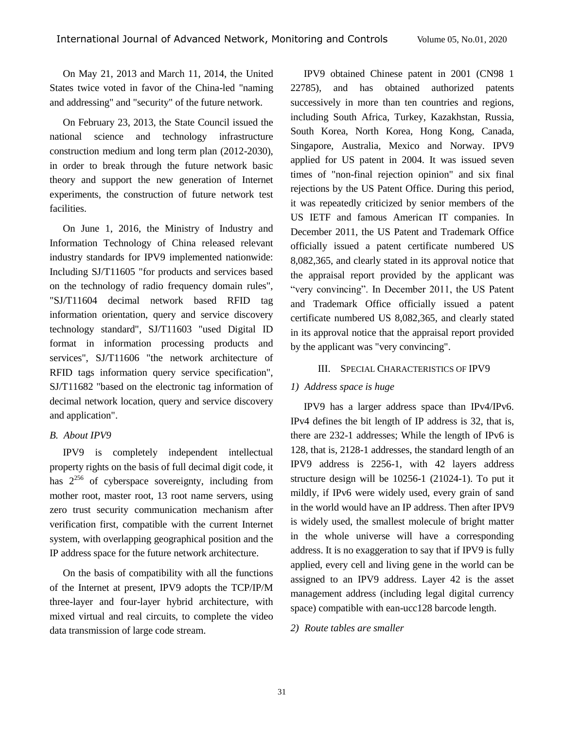On May 21, 2013 and March 11, 2014, the United States twice voted in favor of the China-led "naming and addressing" and "security" of the future network.

On February 23, 2013, the State Council issued the national science and technology infrastructure construction medium and long term plan (2012-2030), in order to break through the future network basic theory and support the new generation of Internet experiments, the construction of future network test facilities.

On June 1, 2016, the Ministry of Industry and Information Technology of China released relevant industry standards for IPV9 implemented nationwide: Including SJ/T11605 "for products and services based on the technology of radio frequency domain rules", "SJ/T11604 decimal network based RFID tag information orientation, query and service discovery technology standard", SJ/T11603 "used Digital ID format in information processing products and services", SJ/T11606 "the network architecture of RFID tags information query service specification", SJ/T11682 "based on the electronic tag information of decimal network location, query and service discovery and application".

### *B. About IPV9*

IPV9 is completely independent intellectual property rights on the basis of full decimal digit code, it has $2^{256}$ of cyberspace sovereignty, including from mother root, master root, 13 root name servers, using zero trust security communication mechanism after verification first, compatible with the current Internet system, with overlapping geographical position and the IP address space for the future network architecture.

On the basis of compatibility with all the functions of the Internet at present, IPV9 adopts the TCP/IP/M three-layer and four-layer hybrid architecture, with mixed virtual and real circuits, to complete the video data transmission of large code stream.

IPV9 obtained Chinese patent in 2001 (CN98 1 22785), and has obtained authorized patents successively in more than ten countries and regions, including South Africa, Turkey, Kazakhstan, Russia, South Korea, North Korea, Hong Kong, Canada, Singapore, Australia, Mexico and Norway. IPV9 applied for US patent in 2004. It was issued seven times of "non-final rejection opinion" and six final rejections by the US Patent Office. During this period, it was repeatedly criticized by senior members of the US IETF and famous American IT companies. In December 2011, the US Patent and Trademark Office officially issued a patent certificate numbered US 8,082,365, and clearly stated in its approval notice that the appraisal report provided by the applicant was "very convincing". In December 2011, the US Patent and Trademark Office officially issued a patent certificate numbered US 8,082,365, and clearly stated in its approval notice that the appraisal report provided by the applicant was "very convincing".

## III. Special Characteristics of IPV9

### *1) Address space is huge*

IPV9 has a larger address space than IPv4/IPv6. IPv4 defines the bit length of IP address is 32, that is, there are 232-1 addresses; While the length of IPv6 is 128, that is, 2128-1 addresses, the standard length of an IPV9 address is 2256-1, with 42 layers address structure design will be 10256-1 (21024-1). To put it mildly, if IPv6 were widely used, every grain of sand in the world would have an IP address. Then after IPV9 is widely used, the smallest molecule of bright matter in the whole universe will have a corresponding address. It is no exaggeration to say that if IPV9 is fully applied, every cell and living gene in the world can be assigned to an IPV9 address. Layer 42 is the asset management address (including legal digital currency space) compatible with ean-ucc128 barcode length.

### *2) Route tables are smaller*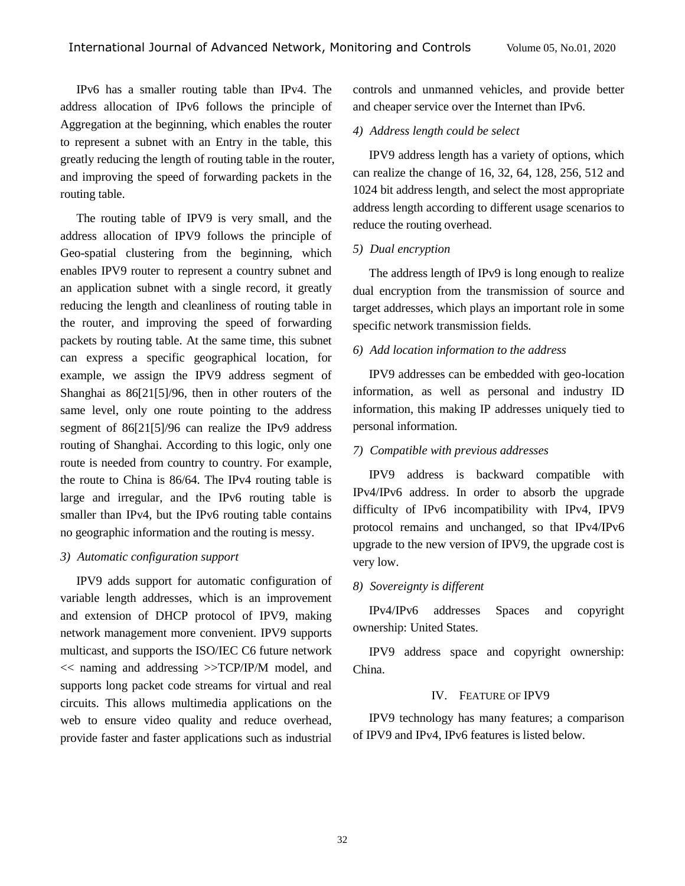IPv6 has a smaller routing table than IPv4. The address allocation of IPv6 follows the principle of Aggregation at the beginning, which enables the router to represent a subnet with an Entry in the table, this greatly reducing the length of routing table in the router, and improving the speed of forwarding packets in the routing table.

The routing table of IPV9 is very small, and the address allocation of IPV9 follows the principle of Geo-spatial clustering from the beginning, which enables IPV9 router to represent a country subnet and an application subnet with a single record, it greatly reducing the length and cleanliness of routing table in the router, and improving the speed of forwarding packets by routing table. At the same time, this subnet can express a specific geographical location, for example, we assign the IPV9 address segment of Shanghai as 86[21[5]/96, then in other routers of the same level, only one route pointing to the address segment of 86[21[5]/96 can realize the IPv9 address routing of Shanghai. According to this logic, only one route is needed from country to country. For example, the route to China is 86/64. The IPv4 routing table is large and irregular, and the IPv6 routing table is smaller than IPv4, but the IPv6 routing table contains no geographic information and the routing is messy.

*3) Automatic configuration support*

IPV9 adds support for automatic configuration of variable length addresses, which is an improvement and extension of DHCP protocol of IPV9, making network management more convenient. IPV9 supports multicast, and supports the ISO/IEC C6 future network << naming and addressing >>TCP/IP/M model, and supports long packet code streams for virtual and real circuits. This allows multimedia applications on the web to ensure video quality and reduce overhead, provide faster and faster applications such as industrial controls and unmanned vehicles, and provide better and cheaper service over the Internet than IPv6.

*4) Address length could be select*

IPV9 address length has a variety of options, which can realize the change of 16, 32, 64, 128, 256, 512 and 1024 bit address length, and select the most appropriate address length according to different usage scenarios to reduce the routing overhead.

*5) Dual encryption*

The address length of IPv9 is long enough to realize dual encryption from the transmission of source and target addresses, which plays an important role in some specific network transmission fields.

*6) Add location information to the address*

IPV9 addresses can be embedded with geo-location information, as well as personal and industry ID information, this making IP addresses uniquely tied to personal information.

*7) Compatible with previous addresses*

IPV9 address is backward compatible with IPv4/IPv6 address. In order to absorb the upgrade difficulty of IPv6 incompatibility with IPv4, IPV9 protocol remains and unchanged, so that IPv4/IPv6 upgrade to the new version of IPV9, the upgrade cost is very low.

*8) Sovereignty is different*

IPv4/IPv6 addresses Spaces and copyright ownership: United States.

IPV9 address space and copyright ownership: China.

## IV. FEATURE OF IPV9

IPV9 technology has many features; a comparison of IPV9 and IPv4, IPv6 features is listed below.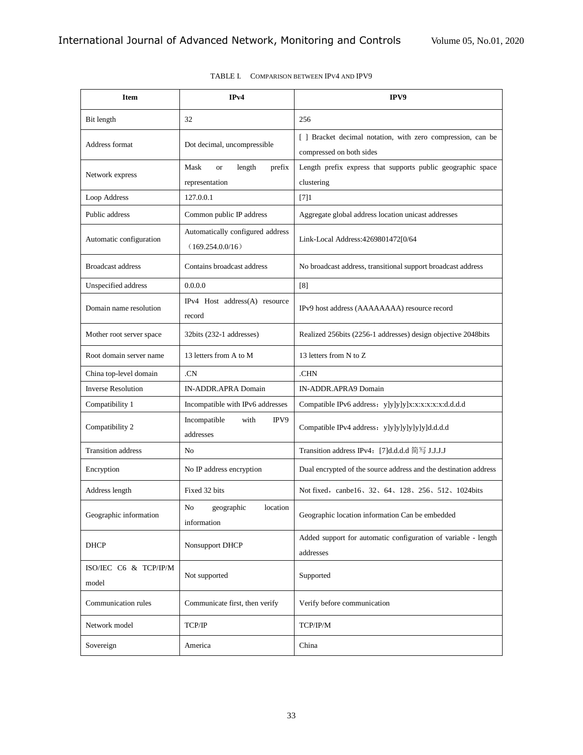TABLE I. COMPARISON BETWEEN IPV4 AND IPV9

| Item | IPv4 | IPV9 |
|---|---|---|
| Bit length | 32 | 256 |
| Address format | Dot decimal, uncompressible | [ ] Bracket decimal notation, with zero compression, can be compressed on both sides |
| Network express | Mask or length prefix representation | Length prefix express that supports public geographic space clustering |
| Loop Address | 127.0.0.1 | [7]1 |
| Public address | Common public IP address | Aggregate global address location unicast addresses |
| Automatic configuration | Automatically configured address （169.254.0.0/16） | Link-Local Address:4269801472[0/64 |
| Broadcast address | Contains broadcast address | No broadcast address, transitional support broadcast address |
| Unspecified address | 0.0.0.0 | [8] |
| Domain name resolution | IPv4 Host address(A) resource record | IPv9 host address (AAAAAAAA) resource record |
| Mother root server space | 32bits (232-1 addresses) | Realized 256bits (2256-1 addresses) design objective 2048bits |
| Root domain server name | 13 letters from A to M | 13 letters from N to Z |
| China top-level domain | .CN | .CHN |
| Inverse Resolution | IN-ADDR.APRA Domain | IN-ADDR.APRA9 Domain |
| Compatibility 1 | Incompatible with IPv6 addresses | Compatible IPv6 address：y]y]y]y]x:x:x:x:x:x:d.d.d.d |
| Compatibility 2 | Incompatible with IPV9 addresses | Compatible IPv4 address：y]y]y]y]y]y]y]y]d.d.d.d |
| Transition address | No | Transition address IPv4：[7]d.d.d.d 简写 J.J.J.J |
| Encryption | No IP address encryption | Dual encrypted of the source address and the destination address |
| Address length | Fixed 32 bits | Not fixed，canbe16、32、64、128、256、512、1024bits |
| Geographic information | No geographic location information | Geographic location information Can be embedded |
| DHCP | Nonsupport DHCP | Added support for automatic configuration of variable - length addresses |
| ISO/IEC C6 & TCP/IP/M model | Not supported | Supported |
| Communication rules | Communicate first, then verify | Verify before communication |
| Network model | TCP/IP | TCP/IP/M |
| Sovereign | America | China |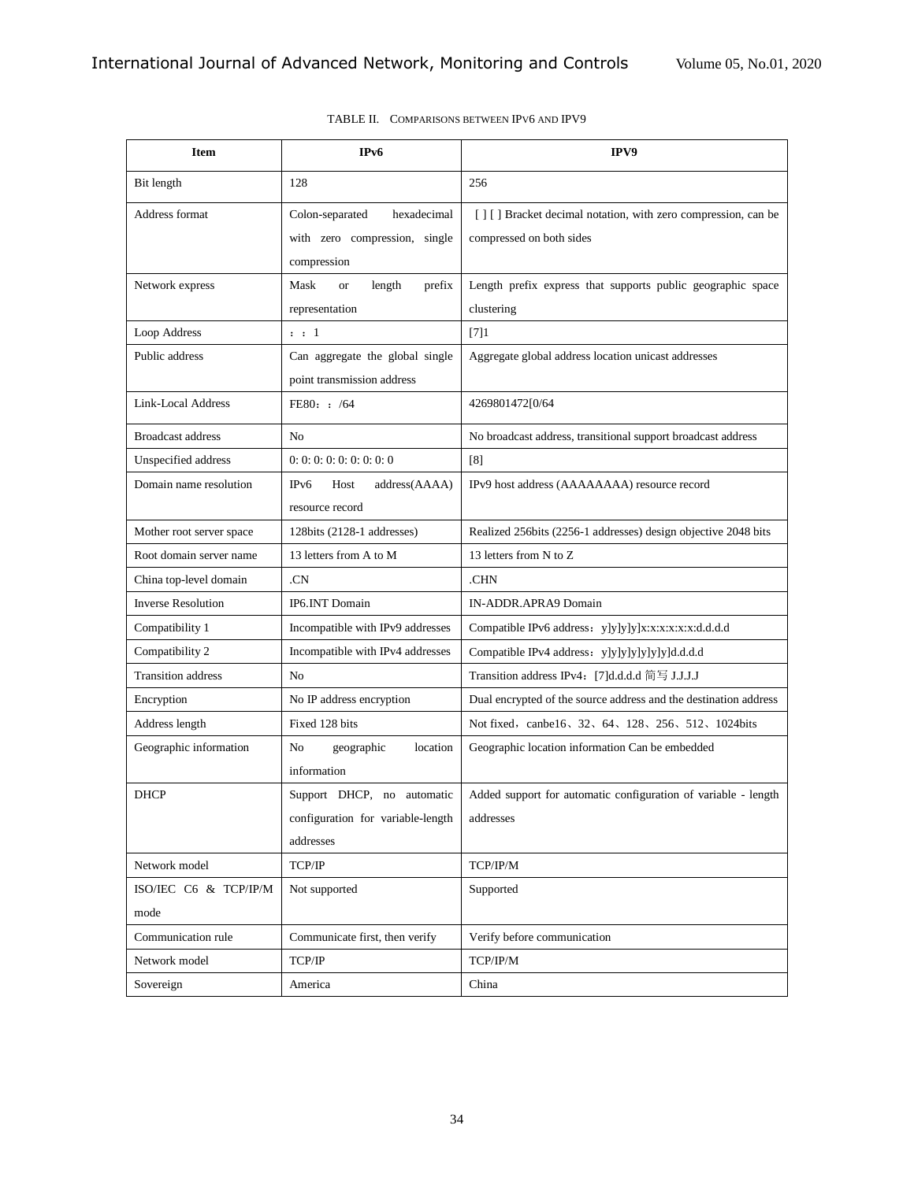TABLE II. COMPARISONS BETWEEN IPV6 AND IPV9

| Item | IPv6 | IPV9 |
| --- | --- | --- |
| Bit length | 128 | 256 |
| Address format | Colon-separated hexadecimal with zero compression, single compression | [ ] [ ] Bracket decimal notation, with zero compression, can be compressed on both sides |
| Network express | Mask or length prefix representation | Length prefix express that supports public geographic space clustering |
| Loop Address | ：：1 | [7]1 |
| Public address | Can aggregate the global single point transmission address | Aggregate global address location unicast addresses |
| Link-Local Address | FE80：：/64 | 4269801472[0/64 |
| Broadcast address | No | No broadcast address, transitional support broadcast address |
| Unspecified address | 0: 0: 0: 0: 0: 0: 0: 0 | [8] |
| Domain name resolution | IPv6 Host address(AAAA) resource record | IPv9 host address (AAAAAAAA) resource record |
| Mother root server space | 128bits (2128-1 addresses) | Realized 256bits (2256-1 addresses) design objective 2048 bits |
| Root domain server name | 13 letters from A to M | 13 letters from N to Z |
| China top-level domain | .CN | .CHN |
| Inverse Resolution | IP6.INT Domain | IN-ADDR.APRA9 Domain |
| Compatibility 1 | Incompatible with IPv9 addresses | Compatible IPv6 address：y]y]y]y]x:x:x:x:x:x:d.d.d.d |
| Compatibility 2 | Incompatible with IPv4 addresses | Compatible IPv4 address：y]y]y]y]y]y]y]d.d.d.d |
| Transition address | No | Transition address IPv4：[7]d.d.d.d 简写 J.J.J.J |
| Encryption | No IP address encryption | Dual encrypted of the source address and the destination address |
| Address length | Fixed 128 bits | Not fixed，canbe16、32、64、128、256、512、1024bits |
| Geographic information | No geographic location information | Geographic location information Can be embedded |
| DHCP | Support DHCP, no automatic configuration for variable-length addresses | Added support for automatic configuration of variable - length addresses |
| Network model | TCP/IP | TCP/IP/M |
| ISO/IEC C6 & TCP/IP/M mode | Not supported | Supported |
| Communication rule | Communicate first, then verify | Verify before communication |
| Network model | TCP/IP | TCP/IP/M |
| Sovereign | America | China |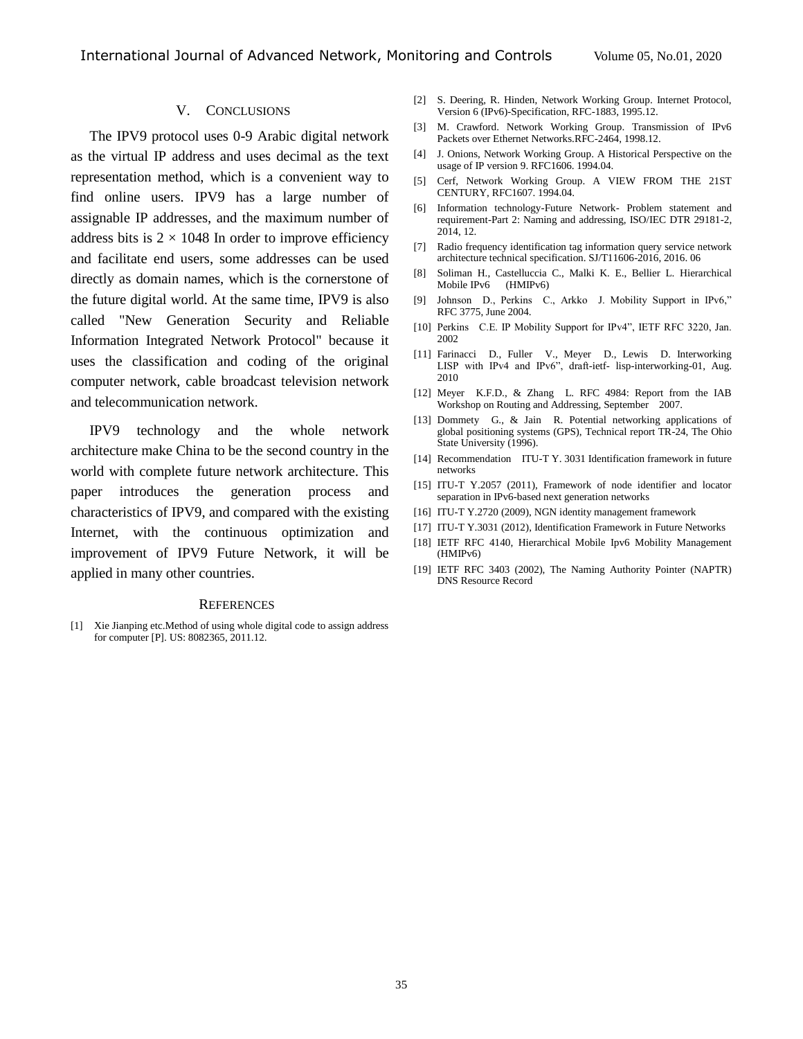## V. CONCLUSIONS

The IPV9 protocol uses 0-9 Arabic digital network as the virtual IP address and uses decimal as the text representation method, which is a convenient way to find online users. IPV9 has a large number of assignable IP addresses, and the maximum number of address bits is $2 \times 1048$ In order to improve efficiency and facilitate end users, some addresses can be used directly as domain names, which is the cornerstone of the future digital world. At the same time, IPV9 is also called "New Generation Security and Reliable Information Integrated Network Protocol" because it uses the classification and coding of the original computer network, cable broadcast television network and telecommunication network.

IPV9 technology and the whole network architecture make China to be the second country in the world with complete future network architecture. This paper introduces the generation process and characteristics of IPV9, and compared with the existing Internet, with the continuous optimization and improvement of IPV9 Future Network, it will be applied in many other countries.

## REFERENCES

[1] Xie Jianping etc.Method of using whole digital code to assign address for computer [P]. US: 8082365, 2011.12.

[2] S. Deering, R. Hinden, Network Working Group. Internet Protocol, Version 6 (IPv6)-Specification, RFC-1883, 1995.12.

[3] M. Crawford. Network Working Group. Transmission of IPv6 Packets over Ethernet Networks.RFC-2464, 1998.12.

[4] J. Onions, Network Working Group. A Historical Perspective on the usage of IP version 9. RFC1606. 1994.04.

[5] Cerf, Network Working Group. A VIEW FROM THE 21ST CENTURY, RFC1607. 1994.04.

[6] Information technology-Future Network- Problem statement and requirement-Part 2: Naming and addressing, ISO/IEC DTR 29181-2, 2014, 12.

[7] Radio frequency identification tag information query service network architecture technical specification. SJ/T11606-2016, 2016. 06

[8] Soliman H., Castelluccia C., Malki K. E., Bellier L. Hierarchical Mobile IPv6 (HMIPv6)

[9] Johnson D., Perkins C., Arkko J. Mobility Support in IPv6," RFC 3775, June 2004.

[10] Perkins C.E. IP Mobility Support for IPv4", IETF RFC 3220, Jan. 2002

[11] Farinacci D., Fuller V., Meyer D., Lewis D. Interworking LISP with IPv4 and IPv6", draft-ietf- lisp-interworking-01, Aug. 2010

[12] Meyer K.F.D., & Zhang L. RFC 4984: Report from the IAB Workshop on Routing and Addressing, September 2007.

[13] Dommety G., & Jain R. Potential networking applications of global positioning systems (GPS), Technical report TR-24, The Ohio State University (1996).

[14] Recommendation ITU-T Y. 3031 Identification framework in future networks

[15] ITU-T Y.2057 (2011), Framework of node identifier and locator separation in IPv6-based next generation networks

[16] ITU-T Y.2720 (2009), NGN identity management framework

[17] ITU-T Y.3031 (2012), Identification Framework in Future Networks

[18] IETF RFC 4140, Hierarchical Mobile Ipv6 Mobility Management (HMIPv6)

[19] IETF RFC 3403 (2002), The Naming Authority Pointer (NAPTR) DNS Resource Record